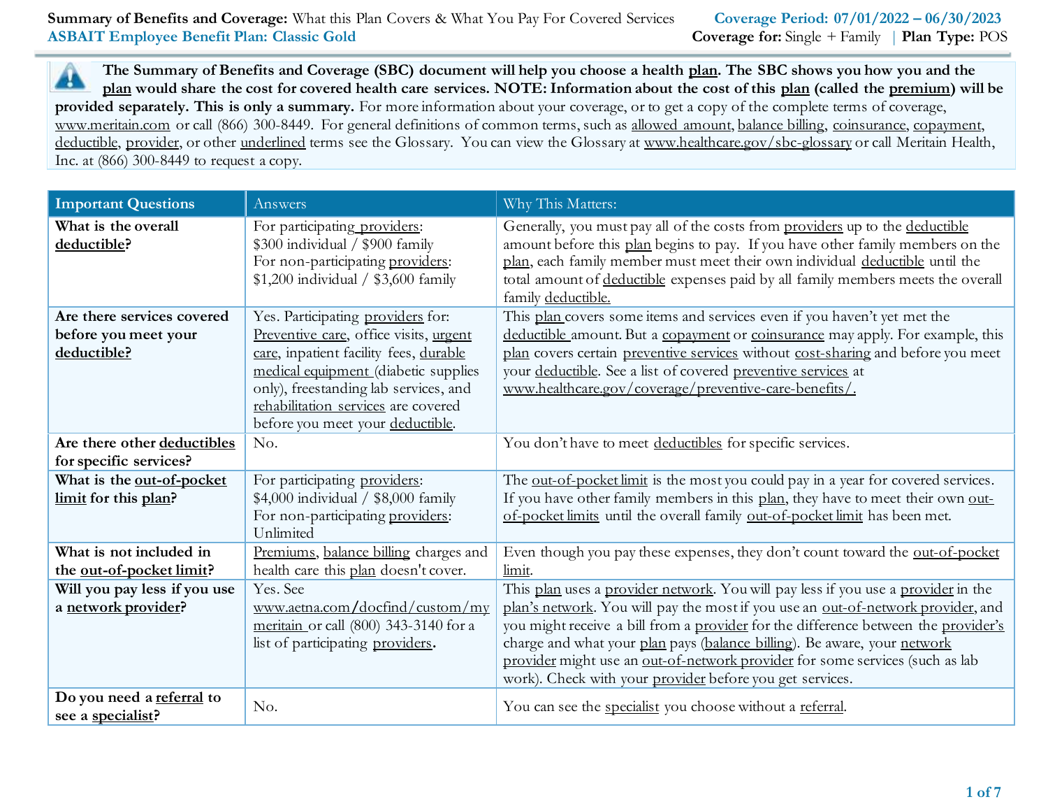**Summary of Benefits and Coverage:** What this Plan Covers & What You Pay For Covered Services **Coverage Period: 07/01/2022 – 06/30/2023**

**ASBAIT Employee Benefit Plan: Classic Gold** **Coverage for:** Single + Family | **Plan Type:** POS

**The Summary of Benefits and Coverage (SBC) document will help you choose a health plan. The SBC shows you how you and the plan would share the cost for covered health care services. NOTE: Information about the cost of this plan (called the premium) will be provided separately. This is only a summary.** For more information about your coverage, or to get a copy of the complete terms of coverage, www.meritain.com or call (866) 300-8449. For general definitions of common terms, such as allowed amount, balance billing, coinsurance, copayment, deductible, provider, or other underlined terms see the Glossary. You can view the Glossary at www.healthcare.gov/sbc-glossary or call Meritain Health, Inc. at (866) 300-8449 to request a copy.

| Important Questions | Answers | Why This Matters: |
| --- | --- | --- |
| **What is the overall deductible?** | For participating providers: $300 individual / $900 family For non-participating providers: $1,200 individual / $3,600 family | Generally, you must pay all of the costs from providers up to the deductible amount before this plan begins to pay. If you have other family members on the plan, each family member must meet their own individual deductible until the total amount of deductible expenses paid by all family members meets the overall family deductible. |
| **Are there services covered before you meet your deductible?** | Yes. Participating providers for: Preventive care, office visits, urgent care, inpatient facility fees, durable medical equipment (diabetic supplies only), freestanding lab services, and rehabilitation services are covered before you meet your deductible. | This plan covers some items and services even if you haven't yet met the deductible amount. But a copayment or coinsurance may apply. For example, this plan covers certain preventive services without cost-sharing and before you meet your deductible. See a list of covered preventive services at www.healthcare.gov/coverage/preventive-care-benefits/. |
| **Are there other deductibles for specific services?** | No. | You don't have to meet deductibles for specific services. |
| **What is the out-of-pocket limit for this plan?** | For participating providers: $4,000 individual / $8,000 family For non-participating providers: Unlimited | The out-of-pocket limit is the most you could pay in a year for covered services. If you have other family members in this plan, they have to meet their own out-of-pocket limits until the overall family out-of-pocket limit has been met. |
| **What is not included in the out-of-pocket limit?** | Premiums, balance billing charges and health care this plan doesn't cover. | Even though you pay these expenses, they don't count toward the out-of-pocket limit. |
| **Will you pay less if you use a network provider?** | Yes. See www.aetna.com/docfind/custom/mymeritain or call (800) 343-3140 for a list of participating providers. | This plan uses a provider network. You will pay less if you use a provider in the plan's network. You will pay the most if you use an out-of-network provider, and you might receive a bill from a provider for the difference between the provider's charge and what your plan pays (balance billing). Be aware, your network provider might use an out-of-network provider for some services (such as lab work). Check with your provider before you get services. |
| **Do you need a referral to see a specialist?** | No. | You can see the specialist you choose without a referral. |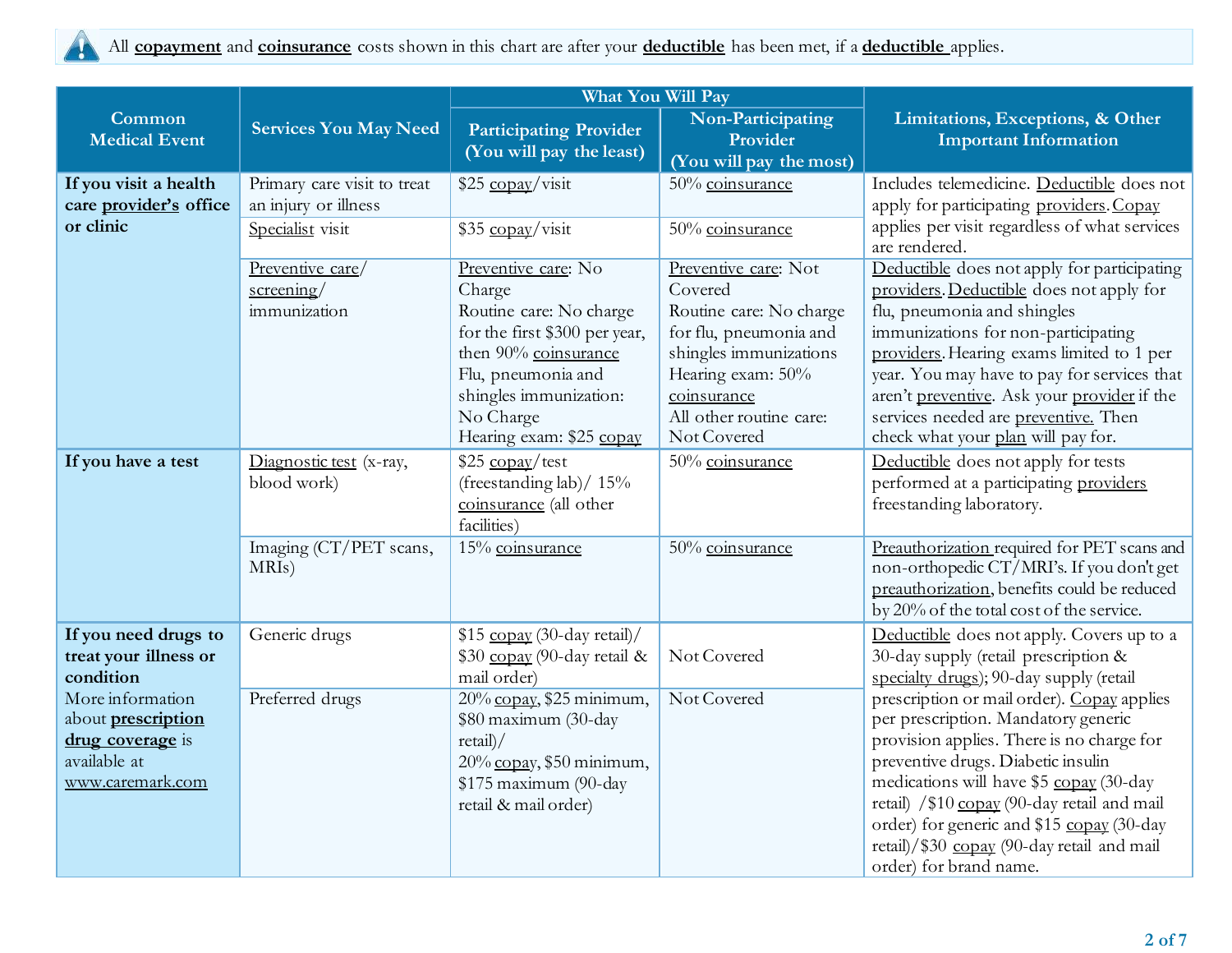All **copayment** and **coinsurance** costs shown in this chart are after your **deductible** has been met, if a **deductible** applies.

| Common Medical Event | Services You May Need | What You Will Pay | | Limitations, Exceptions, & Other Important Information |
|---|---|---|---|---|
| | | Participating Provider (You will pay the least) | Non-Participating Provider (You will pay the most) | |
| **If you visit a health care provider's office or clinic** | Primary care visit to treat an injury or illness | $25 copay/visit | 50% coinsurance | Includes telemedicine. Deductible does not apply for participating providers. Copay applies per visit regardless of what services are rendered. |
| | Specialist visit | $35 copay/visit | 50% coinsurance | |
| | Preventive care/ screening/ immunization | Preventive care: No Charge<br>Routine care: No charge for the first $300 per year, then 90% coinsurance<br>Flu, pneumonia and shingles immunization: No Charge<br>Hearing exam: $25 copay | Preventive care: Not Covered<br>Routine care: No charge for flu, pneumonia and shingles immunizations<br>Hearing exam: 50% coinsurance<br>All other routine care: Not Covered | Deductible does not apply for participating providers. Deductible does not apply for flu, pneumonia and shingles immunizations for non-participating providers. Hearing exams limited to 1 per year. You may have to pay for services that aren't preventive. Ask your provider if the services needed are preventive. Then check what your plan will pay for. |
| **If you have a test** | Diagnostic test (x-ray, blood work) | $25 copay/test (freestanding lab)/ 15% coinsurance (all other facilities) | 50% coinsurance | Deductible does not apply for tests performed at a participating providers freestanding laboratory. |
| | Imaging (CT/PET scans, MRIs) | 15% coinsurance | 50% coinsurance | Preauthorization required for PET scans and non-orthopedic CT/MRI's. If you don't get preauthorization, benefits could be reduced by 20% of the total cost of the service. |
| **If you need drugs to treat your illness or condition**<br>More information about **prescription drug coverage** is available at www.caremark.com | Generic drugs | $15 copay (30-day retail)/ $30 copay (90-day retail & mail order) | Not Covered | Deductible does not apply. Covers up to a 30-day supply (retail prescription & specialty drugs); 90-day supply (retail prescription or mail order). Copay applies per prescription. Mandatory generic provision applies. There is no charge for preventive drugs. Diabetic insulin medications will have $5 copay (30-day retail) /$10 copay (90-day retail and mail order) for generic and $15 copay (30-day retail)/$30 copay (90-day retail and mail order) for brand name. |
| | Preferred drugs | 20% copay, $25 minimum, $80 maximum (30-day retail)/<br>20% copay, $50 minimum, $175 maximum (90-day retail & mail order) | Not Covered | |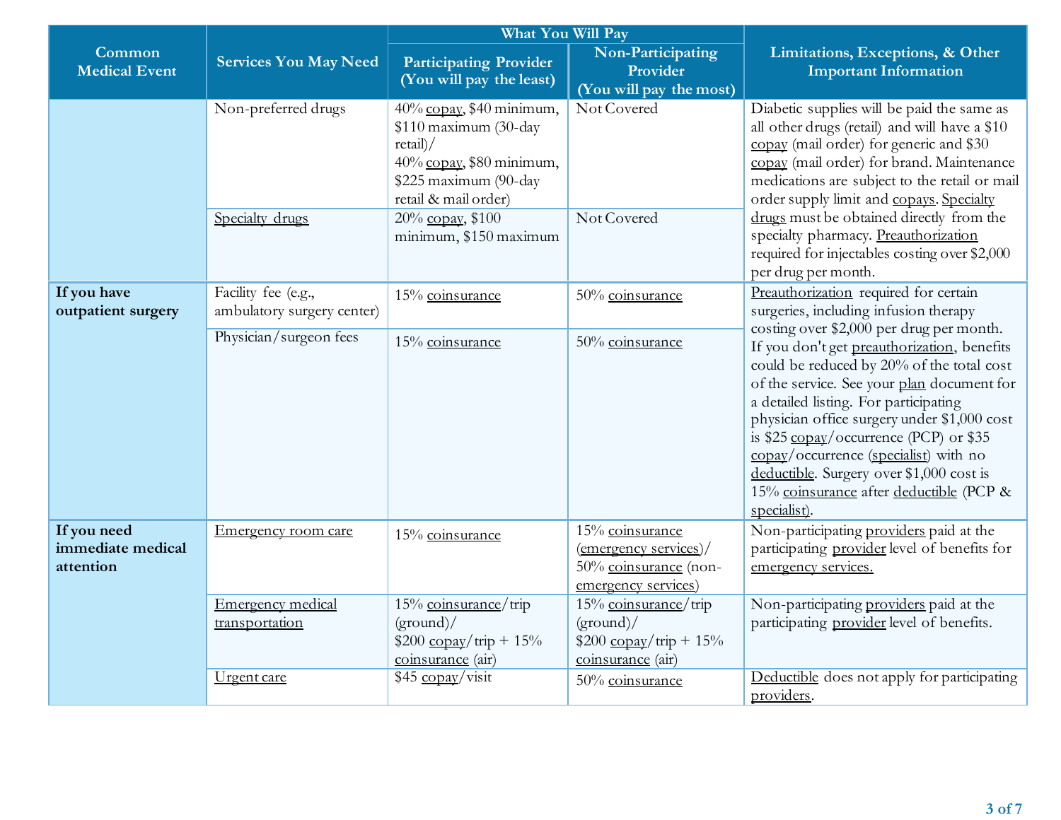| Common Medical Event | Services You May Need | What You Will Pay | | Limitations, Exceptions, & Other Important Information |
|---|---|---|---|---|
| | | Participating Provider (You will pay the least) | Non-Participating Provider (You will pay the most) | |
| | Non-preferred drugs | 40% copay, $40 minimum, $110 maximum (30-day retail)/ 40% copay, $80 minimum, $225 maximum (90-day retail & mail order) | Not Covered | Diabetic supplies will be paid the same as all other drugs (retail) and will have a $10 copay (mail order) for generic and $30 copay (mail order) for brand. Maintenance medications are subject to the retail or mail order supply limit and copays. Specialty drugs must be obtained directly from the specialty pharmacy. Preauthorization required for injectables costing over $2,000 per drug per month. |
| | Specialty drugs | 20% copay, $100 minimum, $150 maximum | Not Covered | |
| **If you have outpatient surgery** | Facility fee (e.g., ambulatory surgery center) | 15% coinsurance | 50% coinsurance | Preauthorization required for certain surgeries, including infusion therapy costing over $2,000 per drug per month. If you don't get preauthorization, benefits could be reduced by 20% of the total cost of the service. See your plan document for a detailed listing. For participating physician office surgery under $1,000 cost is $25 copay/occurrence (PCP) or $35 copay/occurrence (specialist) with no deductible. Surgery over $1,000 cost is 15% coinsurance after deductible (PCP & specialist). |
| | Physician/surgeon fees | 15% coinsurance | 50% coinsurance | |
| **If you need immediate medical attention** | Emergency room care | 15% coinsurance | 15% coinsurance (emergency services)/ 50% coinsurance (non-emergency services) | Non-participating providers paid at the participating provider level of benefits for emergency services. |
| | Emergency medical transportation | 15% coinsurance/trip (ground)/ $200 copay/trip + 15% coinsurance (air) | 15% coinsurance/trip (ground)/ $200 copay/trip + 15% coinsurance (air) | Non-participating providers paid at the participating provider level of benefits. |
| | Urgent care | $45 copay/visit | 50% coinsurance | Deductible does not apply for participating providers. |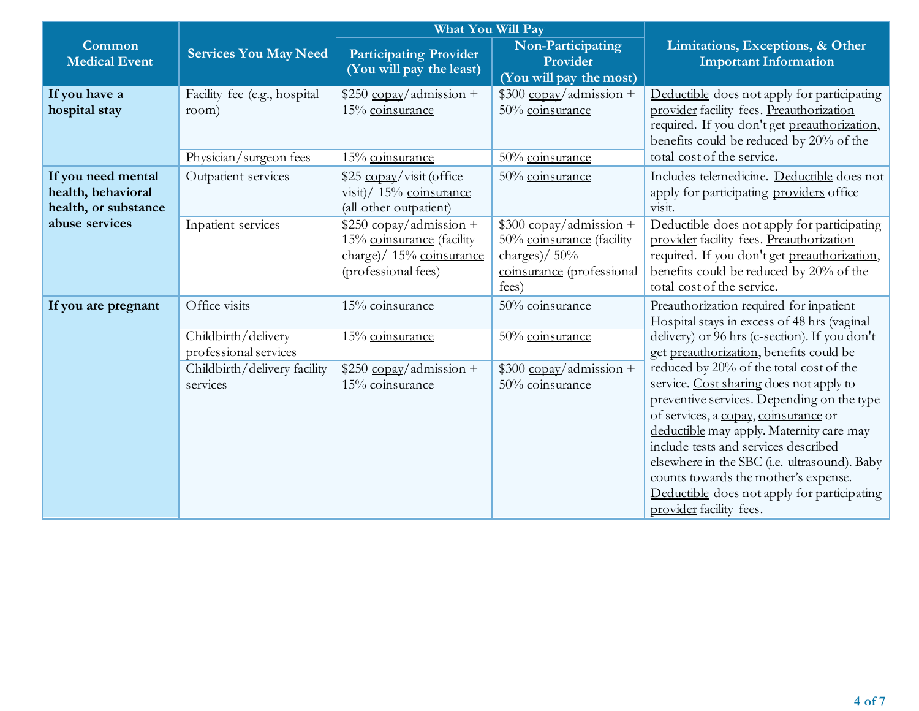| Common Medical Event | Services You May Need | What You Will Pay | | Limitations, Exceptions, & Other Important Information |
|---|---|---|---|---|
| | | Participating Provider (You will pay the least) | Non-Participating Provider (You will pay the most) | |
| **If you have a hospital stay** | Facility fee (e.g., hospital room) | $250 copay/admission + 15% coinsurance | $300 copay/admission + 50% coinsurance | Deductible does not apply for participating provider facility fees. Preauthorization required. If you don't get preauthorization, benefits could be reduced by 20% of the total cost of the service. |
| | Physician/surgeon fees | 15% coinsurance | 50% coinsurance | |
| **If you need mental health, behavioral health, or substance abuse services** | Outpatient services | $25 copay/visit (office visit)/ 15% coinsurance (all other outpatient) | 50% coinsurance | Includes telemedicine. Deductible does not apply for participating providers office visit. |
| | Inpatient services | $250 copay/admission + 15% coinsurance (facility charge)/ 15% coinsurance (professional fees) | $300 copay/admission + 50% coinsurance (facility charges)/ 50% coinsurance (professional fees) | Deductible does not apply for participating provider facility fees. Preauthorization required. If you don't get preauthorization, benefits could be reduced by 20% of the total cost of the service. |
| **If you are pregnant** | Office visits | 15% coinsurance | 50% coinsurance | Preauthorization required for inpatient Hospital stays in excess of 48 hrs (vaginal delivery) or 96 hrs (c-section). If you don't get preauthorization, benefits could be reduced by 20% of the total cost of the service. Cost sharing does not apply to preventive services. Depending on the type of services, a copay, coinsurance or deductible may apply. Maternity care may include tests and services described elsewhere in the SBC (i.e. ultrasound). Baby counts towards the mother's expense. Deductible does not apply for participating provider facility fees. |
| | Childbirth/delivery professional services | 15% coinsurance | 50% coinsurance | |
| | Childbirth/delivery facility services | $250 copay/admission + 15% coinsurance | $300 copay/admission + 50% coinsurance | |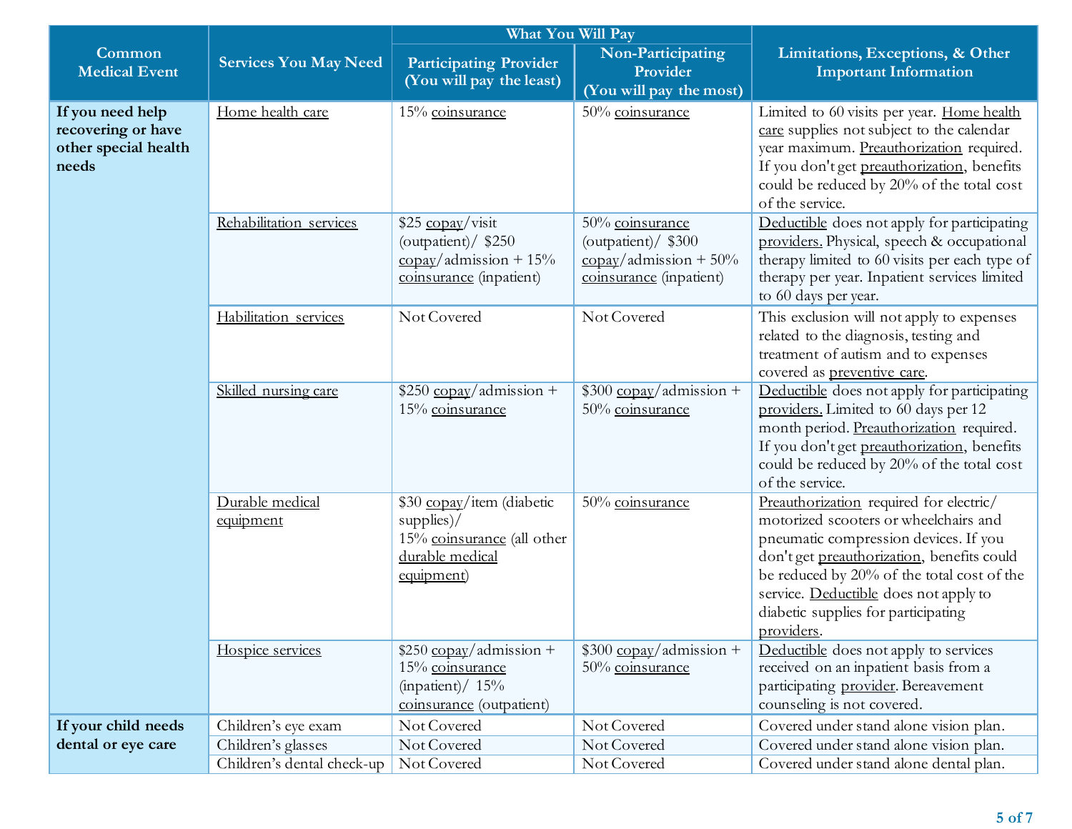| Common Medical Event | Services You May Need | What You Will Pay | | Limitations, Exceptions, & Other Important Information |
|---|---|---|---|---|
| | | Participating Provider (You will pay the least) | Non-Participating Provider (You will pay the most) | |
| If you need help recovering or have other special health needs | Home health care | 15% coinsurance | 50% coinsurance | Limited to 60 visits per year. Home health care supplies not subject to the calendar year maximum. Preauthorization required. If you don't get preauthorization, benefits could be reduced by 20% of the total cost of the service. |
| | Rehabilitation services | $25 copay/visit (outpatient)/ $250 copay/admission + 15% coinsurance (inpatient) | 50% coinsurance (outpatient)/ $300 copay/admission + 50% coinsurance (inpatient) | Deductible does not apply for participating providers. Physical, speech & occupational therapy limited to 60 visits per each type of therapy per year. Inpatient services limited to 60 days per year. |
| | Habilitation services | Not Covered | Not Covered | This exclusion will not apply to expenses related to the diagnosis, testing and treatment of autism and to expenses covered as preventive care. |
| | Skilled nursing care | $250 copay/admission + 15% coinsurance | $300 copay/admission + 50% coinsurance | Deductible does not apply for participating providers. Limited to 60 days per 12 month period. Preauthorization required. If you don't get preauthorization, benefits could be reduced by 20% of the total cost of the service. |
| | Durable medical equipment | $30 copay/item (diabetic supplies)/ 15% coinsurance (all other durable medical equipment) | 50% coinsurance | Preauthorization required for electric/ motorized scooters or wheelchairs and pneumatic compression devices. If you don't get preauthorization, benefits could be reduced by 20% of the total cost of the service. Deductible does not apply to diabetic supplies for participating providers. |
| | Hospice services | $250 copay/admission + 15% coinsurance (inpatient)/ 15% coinsurance (outpatient) | $300 copay/admission + 50% coinsurance | Deductible does not apply to services received on an inpatient basis from a participating provider. Bereavement counseling is not covered. |
| If your child needs dental or eye care | Children's eye exam | Not Covered | Not Covered | Covered under stand alone vision plan. |
| | Children's glasses | Not Covered | Not Covered | Covered under stand alone vision plan. |
| | Children's dental check-up | Not Covered | Not Covered | Covered under stand alone dental plan. |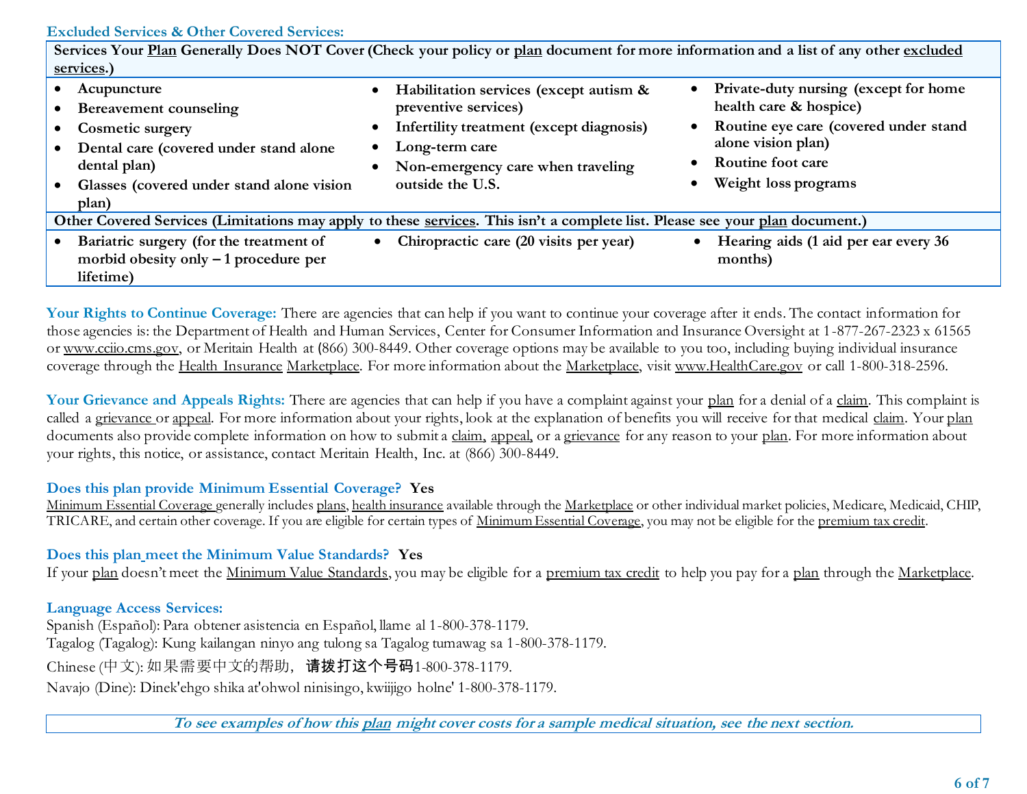**Excluded Services & Other Covered Services:**

| Services Your Plan Generally Does NOT Cover (Check your policy or plan document for more information and a list of any other excluded services.) | | |
|---|---|---|
| • Acupuncture<br>• Bereavement counseling<br>• Cosmetic surgery<br>• Dental care (covered under stand alone dental plan)<br>• Glasses (covered under stand alone vision plan) | • Habilitation services (except autism & preventive services)<br>• Infertility treatment (except diagnosis)<br>• Long-term care<br>• Non-emergency care when traveling outside the U.S. | • Private-duty nursing (except for home health care & hospice)<br>• Routine eye care (covered under stand alone vision plan)<br>• Routine foot care<br>• Weight loss programs |
| **Other Covered Services (Limitations may apply to these services. This isn't a complete list. Please see your plan document.)** | | |
| • Bariatric surgery (for the treatment of morbid obesity only – 1 procedure per lifetime) | • Chiropractic care (20 visits per year) | • Hearing aids (1 aid per ear every 36 months) |

**Your Rights to Continue Coverage:** There are agencies that can help if you want to continue your coverage after it ends. The contact information for those agencies is: the Department of Health and Human Services, Center for Consumer Information and Insurance Oversight at 1-877-267-2323 x 61565 or www.cciio.cms.gov, or Meritain Health at (866) 300-8449. Other coverage options may be available to you too, including buying individual insurance coverage through the Health Insurance Marketplace. For more information about the Marketplace, visit www.HealthCare.gov or call 1-800-318-2596.

**Your Grievance and Appeals Rights:** There are agencies that can help if you have a complaint against your plan for a denial of a claim. This complaint is called a grievance or appeal. For more information about your rights, look at the explanation of benefits you will receive for that medical claim. Your plan documents also provide complete information on how to submit a claim, appeal, or a grievance for any reason to your plan. For more information about your rights, this notice, or assistance, contact Meritain Health, Inc. at (866) 300-8449.

**Does this plan provide Minimum Essential Coverage? Yes**

Minimum Essential Coverage generally includes plans, health insurance available through the Marketplace or other individual market policies, Medicare, Medicaid, CHIP, TRICARE, and certain other coverage. If you are eligible for certain types of Minimum Essential Coverage, you may not be eligible for the premium tax credit.

**Does this plan meet the Minimum Value Standards? Yes**

If your plan doesn't meet the Minimum Value Standards, you may be eligible for a premium tax credit to help you pay for a plan through the Marketplace.

**Language Access Services:**

Spanish (Español): Para obtener asistencia en Español, llame al 1-800-378-1179.
Tagalog (Tagalog): Kung kailangan ninyo ang tulong sa Tagalog tumawag sa 1-800-378-1179.
Chinese (中文): 如果需要中文的帮助，请拨打这个号码1-800-378-1179.
Navajo (Dine): Dinek'ehgo shika at'ohwol ninisingo, kwiijigo holne' 1-800-378-1179.

*To see examples of how this plan might cover costs for a sample medical situation, see the next section.*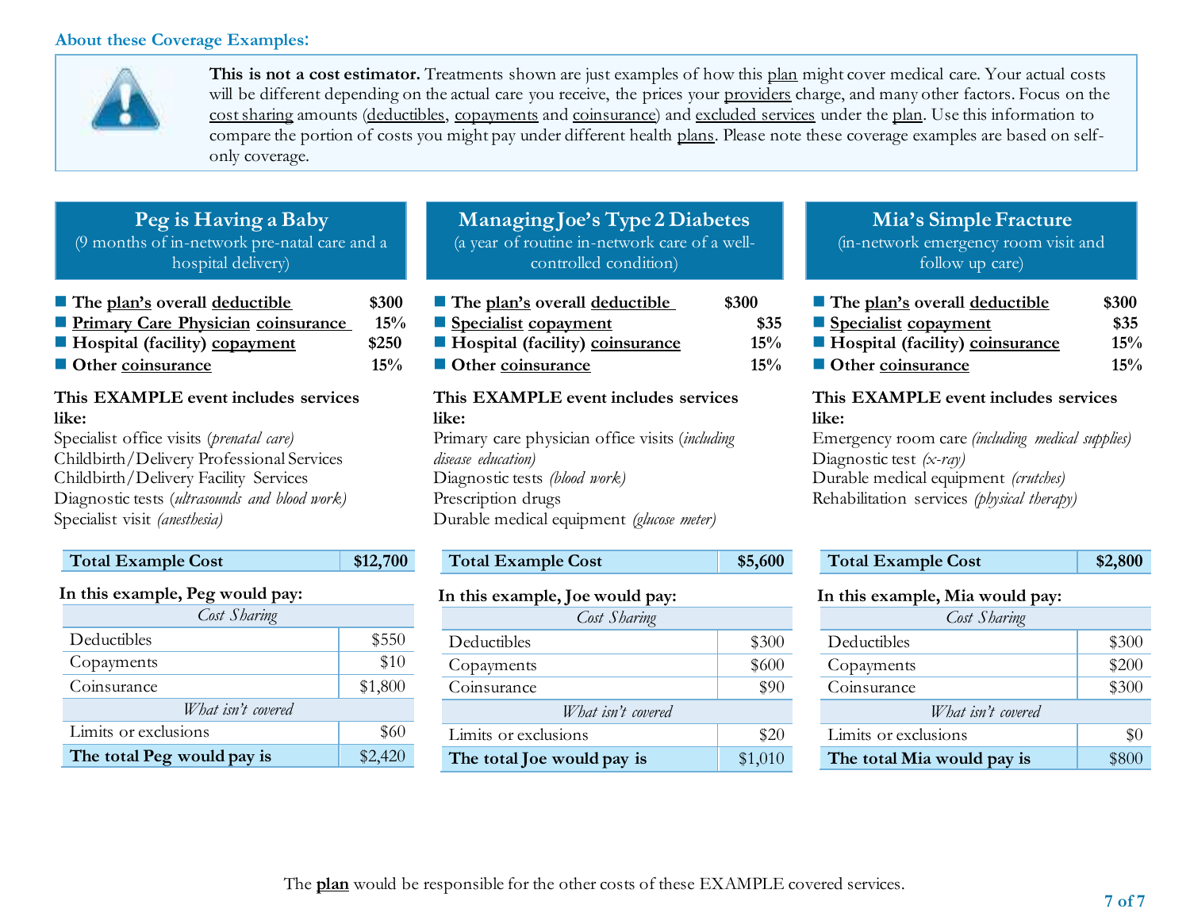## About these Coverage Examples:

**This is not a cost estimator.** Treatments shown are just examples of how this plan might cover medical care. Your actual costs will be different depending on the actual care you receive, the prices your providers charge, and many other factors. Focus on the cost sharing amounts (deductibles, copayments and coinsurance) and excluded services under the plan. Use this information to compare the portion of costs you might pay under different health plans. Please note these coverage examples are based on self-only coverage.

### Peg is Having a Baby
(9 months of in-network pre-natal care and a hospital delivery)

- **The plan's overall deductible** **$300**
- **Primary Care Physician coinsurance** **15%**
- **Hospital (facility) copayment** **$250**
- **Other coinsurance** **15%**

**This EXAMPLE event includes services like:**
Specialist office visits *(prenatal care)*
Childbirth/Delivery Professional Services
Childbirth/Delivery Facility Services
Diagnostic tests *(ultrasounds and blood work)*
Specialist visit *(anesthesia)*

| **Total Example Cost** | **$12,700** |
|---|---|

**In this example, Peg would pay:**

| *Cost Sharing* | |
|---|---|
| Deductibles | $550 |
| Copayments | $10 |
| Coinsurance | $1,800 |
| *What isn't covered* | |
| Limits or exclusions | $60 |
| **The total Peg would pay is** | $2,420 |

### Managing Joe's Type 2 Diabetes
(a year of routine in-network care of a well-controlled condition)

- **The plan's overall deductible** **$300**
- **Specialist copayment** **$35**
- **Hospital (facility) coinsurance** **15%**
- **Other coinsurance** **15%**

**This EXAMPLE event includes services like:**
Primary care physician office visits *(including disease education)*
Diagnostic tests *(blood work)*
Prescription drugs
Durable medical equipment *(glucose meter)*

| **Total Example Cost** | **$5,600** |
|---|---|

**In this example, Joe would pay:**

| *Cost Sharing* | |
|---|---|
| Deductibles | $300 |
| Copayments | $600 |
| Coinsurance | $90 |
| *What isn't covered* | |
| Limits or exclusions | $20 |
| **The total Joe would pay is** | $1,010 |

### Mia's Simple Fracture
(in-network emergency room visit and follow up care)

- **The plan's overall deductible** **$300**
- **Specialist copayment** **$35**
- **Hospital (facility) coinsurance** **15%**
- **Other coinsurance** **15%**

**This EXAMPLE event includes services like:**
Emergency room care *(including medical supplies)*
Diagnostic test *(x-ray)*
Durable medical equipment *(crutches)*
Rehabilitation services *(physical therapy)*

| **Total Example Cost** | **$2,800** |
|---|---|

**In this example, Mia would pay:**

| *Cost Sharing* | |
|---|---|
| Deductibles | $300 |
| Copayments | $200 |
| Coinsurance | $300 |
| *What isn't covered* | |
| Limits or exclusions | $0 |
| **The total Mia would pay is** | $800 |

The **plan** would be responsible for the other costs of these EXAMPLE covered services.